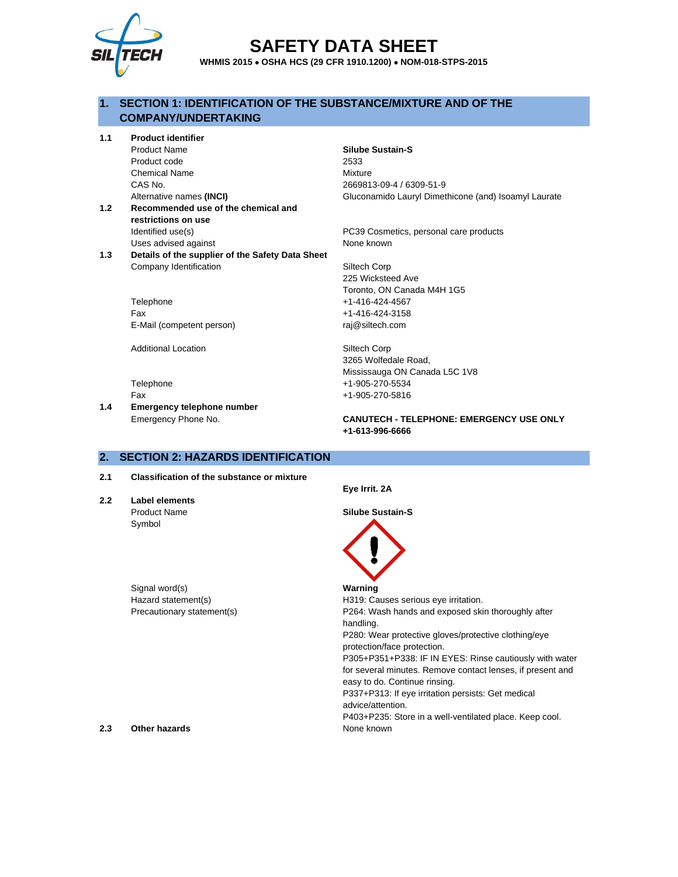# SAFETY DATA SHEET

**WHMIS 2015 • OSHA HCS (29 CFR 1910.1200) • NOM-018-STPS-2015**

## 1. SECTION 1: IDENTIFICATION OF THE SUBSTANCE/MIXTURE AND OF THE COMPANY/UNDERTAKING

**1.1 Product identifier**

| | |
|---|---|
| Product Name | **Silube Sustain-S** |
| Product code | 2533 |
| Chemical Name | Mixture |
| CAS No. | 2669813-09-4 / 6309-51-9 |
| Alternative names **(INCI)** | Gluconamido Lauryl Dimethicone (and) Isoamyl Laurate |

**1.2 Recommended use of the chemical and restrictions on use**

| | |
|---|---|
| Identified use(s) | PC39 Cosmetics, personal care products |
| Uses advised against | None known |

**1.3 Details of the supplier of the Safety Data Sheet**

| | |
|---|---|
| Company Identification | Siltech Corp<br>225 Wicksteed Ave<br>Toronto, ON Canada M4H 1G5 |
| Telephone | +1-416-424-4567 |
| Fax | +1-416-424-3158 |
| E-Mail (competent person) | raj@siltech.com |
| Additional Location | Siltech Corp<br>3265 Wolfedale Road,<br>Mississauga ON Canada L5C 1V8 |
| Telephone | +1-905-270-5534 |
| Fax | +1-905-270-5816 |

**1.4 Emergency telephone number**

| | |
|---|---|
| Emergency Phone No. | **CANUTECH - TELEPHONE: EMERGENCY USE ONLY +1-613-996-6666** |

## 2. SECTION 2: HAZARDS IDENTIFICATION

**2.1 Classification of the substance or mixture**

**Eye Irrit. 2A**

**2.2 Label elements**

| | |
|---|---|
| Product Name | **Silube Sustain-S** |
| Symbol | |
| Signal word(s) | **Warning** |
| Hazard statement(s) | H319: Causes serious eye irritation. |
| Precautionary statement(s) | P264: Wash hands and exposed skin thoroughly after handling.<br>P280: Wear protective gloves/protective clothing/eye protection/face protection.<br>P305+P351+P338: IF IN EYES: Rinse cautiously with water for several minutes. Remove contact lenses, if present and easy to do. Continue rinsing.<br>P337+P313: If eye irritation persists: Get medical advice/attention.<br>P403+P235: Store in a well-ventilated place. Keep cool. |

**2.3 Other hazards** None known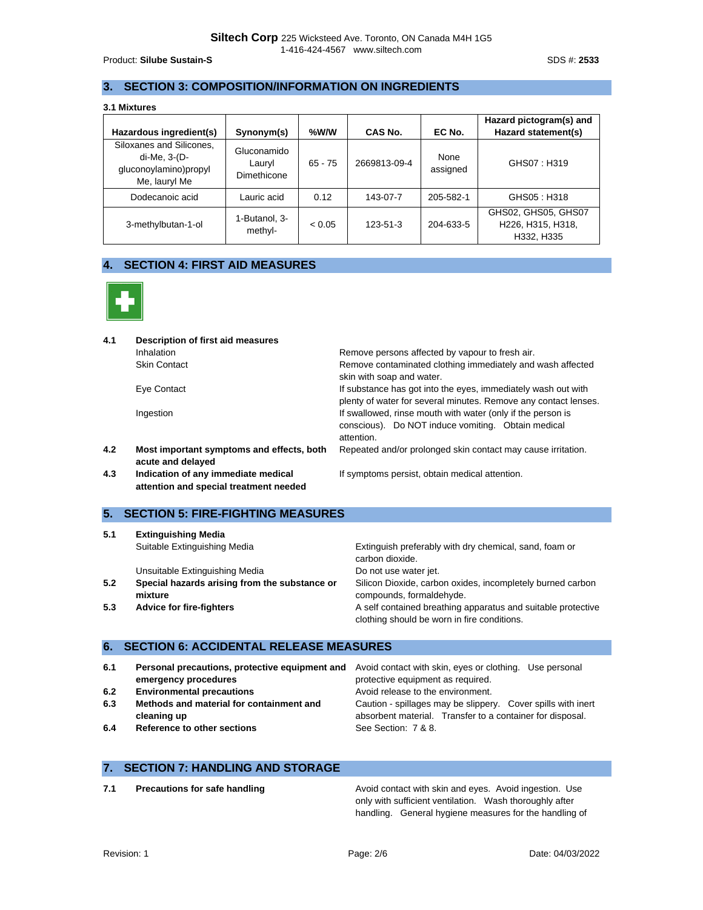## 3. SECTION 3: COMPOSITION/INFORMATION ON INGREDIENTS

**3.1 Mixtures**

| Hazardous ingredient(s) | Synonym(s) | %W/W | CAS No. | EC No. | Hazard pictogram(s) and Hazard statement(s) |
|---|---|---|---|---|---|
| Siloxanes and Silicones, di-Me, 3-(D-gluconoylamino)propyl Me, lauryl Me | Gluconamido Lauryl Dimethicone | 65 - 75 | 2669813-09-4 | None assigned | GHS07 : H319 |
| Dodecanoic acid | Lauric acid | 0.12 | 143-07-7 | 205-582-1 | GHS05 : H318 |
| 3-methylbutan-1-ol | 1-Butanol, 3-methyl- | < 0.05 | 123-51-3 | 204-633-5 | GHS02, GHS05, GHS07 H226, H315, H318, H332, H335 |

## 4. SECTION 4: FIRST AID MEASURES

**4.1 Description of first aid measures**

| | |
|---|---|
| Inhalation | Remove persons affected by vapour to fresh air. |
| Skin Contact | Remove contaminated clothing immediately and wash affected skin with soap and water. |
| Eye Contact | If substance has got into the eyes, immediately wash out with plenty of water for several minutes. Remove any contact lenses. |
| Ingestion | If swallowed, rinse mouth with water (only if the person is conscious). Do NOT induce vomiting. Obtain medical attention. |

**4.2 Most important symptoms and effects, both acute and delayed**
Repeated and/or prolonged skin contact may cause irritation.

**4.3 Indication of any immediate medical attention and special treatment needed**
If symptoms persist, obtain medical attention.

## 5. SECTION 5: FIRE-FIGHTING MEASURES

**5.1 Extinguishing Media**

| | |
|---|---|
| Suitable Extinguishing Media | Extinguish preferably with dry chemical, sand, foam or carbon dioxide. |
| Unsuitable Extinguishing Media | Do not use water jet. |

**5.2 Special hazards arising from the substance or mixture**
Silicon Dioxide, carbon oxides, incompletely burned carbon compounds, formaldehyde.

**5.3 Advice for fire-fighters**
A self contained breathing apparatus and suitable protective clothing should be worn in fire conditions.

## 6. SECTION 6: ACCIDENTAL RELEASE MEASURES

**6.1 Personal precautions, protective equipment and emergency procedures**
Avoid contact with skin, eyes or clothing. Use personal protective equipment as required.

**6.2 Environmental precautions**
Avoid release to the environment.

**6.3 Methods and material for containment and cleaning up**
Caution - spillages may be slippery. Cover spills with inert absorbent material. Transfer to a container for disposal.

**6.4 Reference to other sections**
See Section: 7 & 8.

## 7. SECTION 7: HANDLING AND STORAGE

**7.1 Precautions for safe handling**
Avoid contact with skin and eyes. Avoid ingestion. Use only with sufficient ventilation. Wash thoroughly after handling. General hygiene measures for the handling of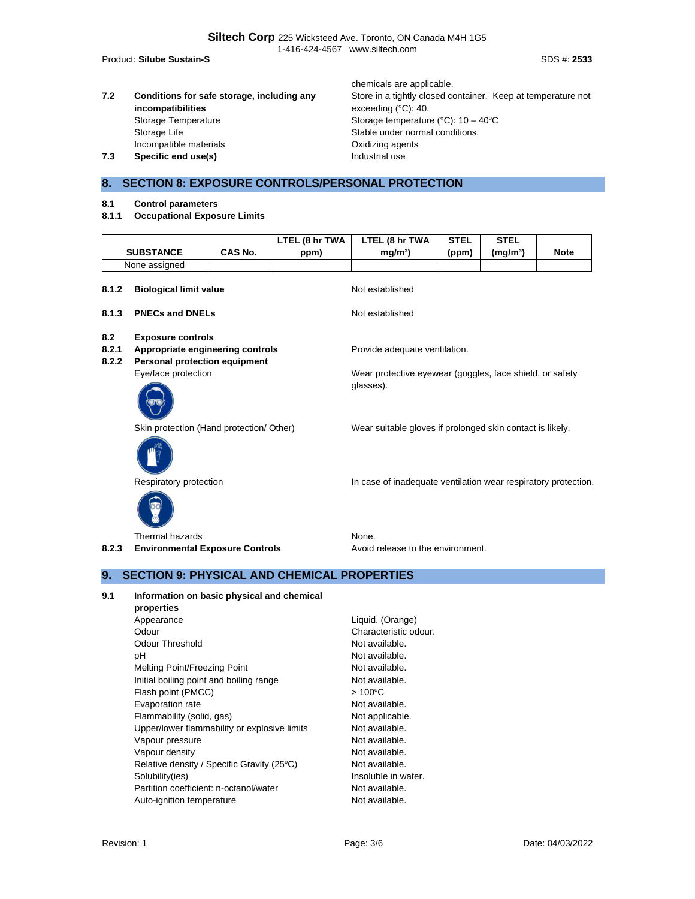chemicals are applicable.

| | | |
|---|---|---|
| **7.2** | **Conditions for safe storage, including any incompatibilities** | Store in a tightly closed container. Keep at temperature not exceeding (°C): 40. |
| | Storage Temperature | Storage temperature (°C): 10 – 40°C |
| | Storage Life | Stable under normal conditions. |
| | Incompatible materials | Oxidizing agents |
| **7.3** | **Specific end use(s)** | Industrial use |

## 8. SECTION 8: EXPOSURE CONTROLS/PERSONAL PROTECTION

**8.1 Control parameters**

**8.1.1 Occupational Exposure Limits**

| SUBSTANCE | CAS No. | LTEL (8 hr TWA ppm) | LTEL (8 hr TWA mg/m³) | STEL (ppm) | STEL (mg/m³) | Note |
|---|---|---|---|---|---|---|
| None assigned | | | | | | |

| | | |
|---|---|---|
| **8.1.2** | **Biological limit value** | Not established |
| **8.1.3** | **PNECs and DNELs** | Not established |
| **8.2** | **Exposure controls** | |
| **8.2.1** | **Appropriate engineering controls** | Provide adequate ventilation. |
| **8.2.2** | **Personal protection equipment** | |
| | Eye/face protection | Wear protective eyewear (goggles, face shield, or safety glasses). |
| | Skin protection (Hand protection/ Other) | Wear suitable gloves if prolonged skin contact is likely. |
| | Respiratory protection | In case of inadequate ventilation wear respiratory protection. |
| | Thermal hazards | None. |
| **8.2.3** | **Environmental Exposure Controls** | Avoid release to the environment. |

## 9. SECTION 9: PHYSICAL AND CHEMICAL PROPERTIES

**9.1 Information on basic physical and chemical properties**

| | |
|---|---|
| Appearance | Liquid. (Orange) |
| Odour | Characteristic odour. |
| Odour Threshold | Not available. |
| pH | Not available. |
| Melting Point/Freezing Point | Not available. |
| Initial boiling point and boiling range | Not available. |
| Flash point (PMCC) | > 100°C |
| Evaporation rate | Not available. |
| Flammability (solid, gas) | Not applicable. |
| Upper/lower flammability or explosive limits | Not available. |
| Vapour pressure | Not available. |
| Vapour density | Not available. |
| Relative density / Specific Gravity (25°C) | Not available. |
| Solubility(ies) | Insoluble in water. |
| Partition coefficient: n-octanol/water | Not available. |
| Auto-ignition temperature | Not available. |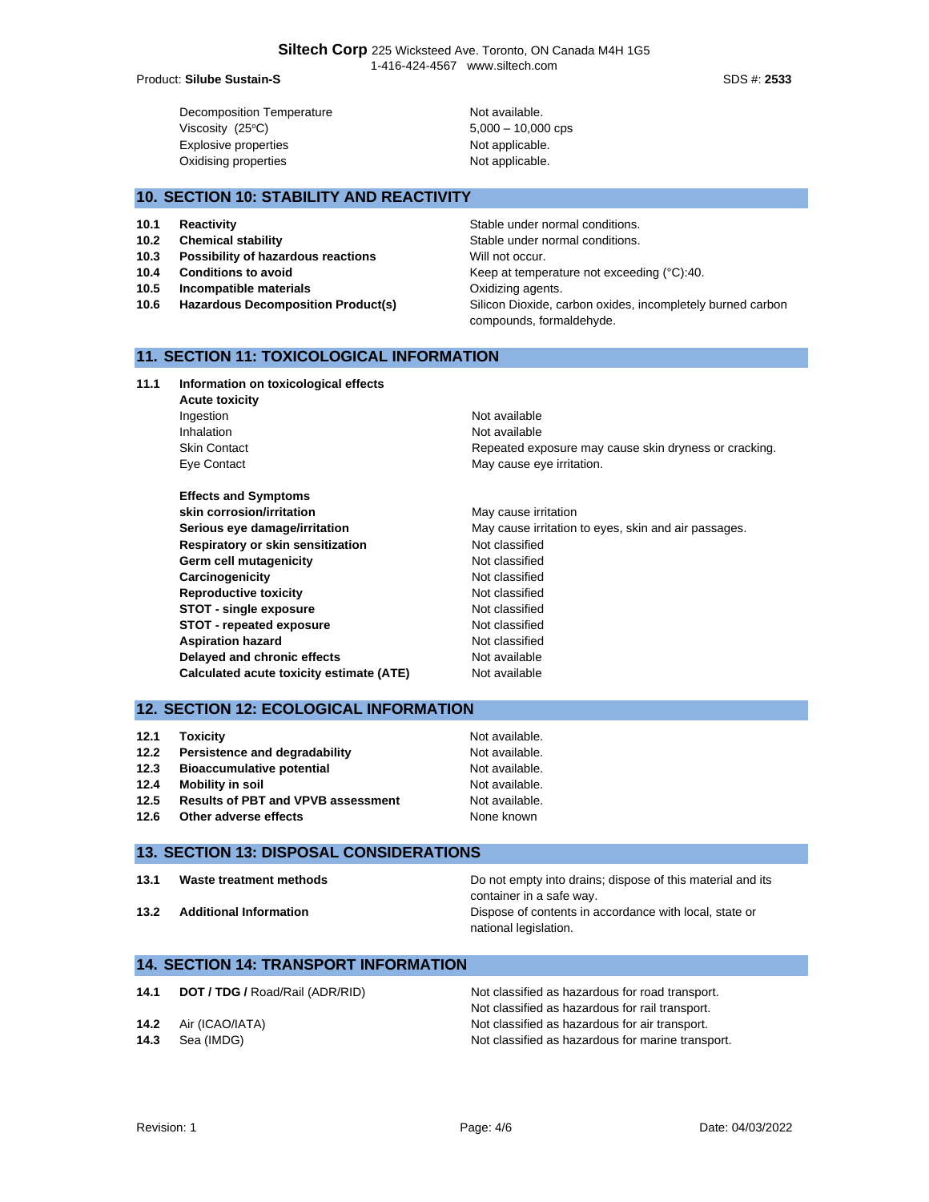| | |
|---|---|
| Decomposition Temperature | Not available. |
| Viscosity (25°C) | 5,000 – 10,000 cps |
| Explosive properties | Not applicable. |
| Oxidising properties | Not applicable. |

## 10. SECTION 10: STABILITY AND REACTIVITY

| | | |
|---|---|---|
| **10.1** | **Reactivity** | Stable under normal conditions. |
| **10.2** | **Chemical stability** | Stable under normal conditions. |
| **10.3** | **Possibility of hazardous reactions** | Will not occur. |
| **10.4** | **Conditions to avoid** | Keep at temperature not exceeding (°C):40. |
| **10.5** | **Incompatible materials** | Oxidizing agents. |
| **10.6** | **Hazardous Decomposition Product(s)** | Silicon Dioxide, carbon oxides, incompletely burned carbon compounds, formaldehyde. |

## 11. SECTION 11: TOXICOLOGICAL INFORMATION

**11.1 Information on toxicological effects**

**Acute toxicity**

| | |
|---|---|
| Ingestion | Not available |
| Inhalation | Not available |
| Skin Contact | Repeated exposure may cause skin dryness or cracking. |
| Eye Contact | May cause eye irritation. |

**Effects and Symptoms**

| | |
|---|---|
| **skin corrosion/irritation** | May cause irritation |
| **Serious eye damage/irritation** | May cause irritation to eyes, skin and air passages. |
| **Respiratory or skin sensitization** | Not classified |
| **Germ cell mutagenicity** | Not classified |
| **Carcinogenicity** | Not classified |
| **Reproductive toxicity** | Not classified |
| **STOT - single exposure** | Not classified |
| **STOT - repeated exposure** | Not classified |
| **Aspiration hazard** | Not classified |
| **Delayed and chronic effects** | Not available |
| **Calculated acute toxicity estimate (ATE)** | Not available |

## 12. SECTION 12: ECOLOGICAL INFORMATION

| | | |
|---|---|---|
| **12.1** | **Toxicity** | Not available. |
| **12.2** | **Persistence and degradability** | Not available. |
| **12.3** | **Bioaccumulative potential** | Not available. |
| **12.4** | **Mobility in soil** | Not available. |
| **12.5** | **Results of PBT and VPVB assessment** | Not available. |
| **12.6** | **Other adverse effects** | None known |

## 13. SECTION 13: DISPOSAL CONSIDERATIONS

| | | |
|---|---|---|
| **13.1** | **Waste treatment methods** | Do not empty into drains; dispose of this material and its container in a safe way. |
| **13.2** | **Additional Information** | Dispose of contents in accordance with local, state or national legislation. |

## 14. SECTION 14: TRANSPORT INFORMATION

| | | |
|---|---|---|
| **14.1** | **DOT / TDG /** Road/Rail (ADR/RID) | Not classified as hazardous for road transport.<br>Not classified as hazardous for rail transport. |
| **14.2** | Air (ICAO/IATA) | Not classified as hazardous for air transport. |
| **14.3** | Sea (IMDG) | Not classified as hazardous for marine transport. |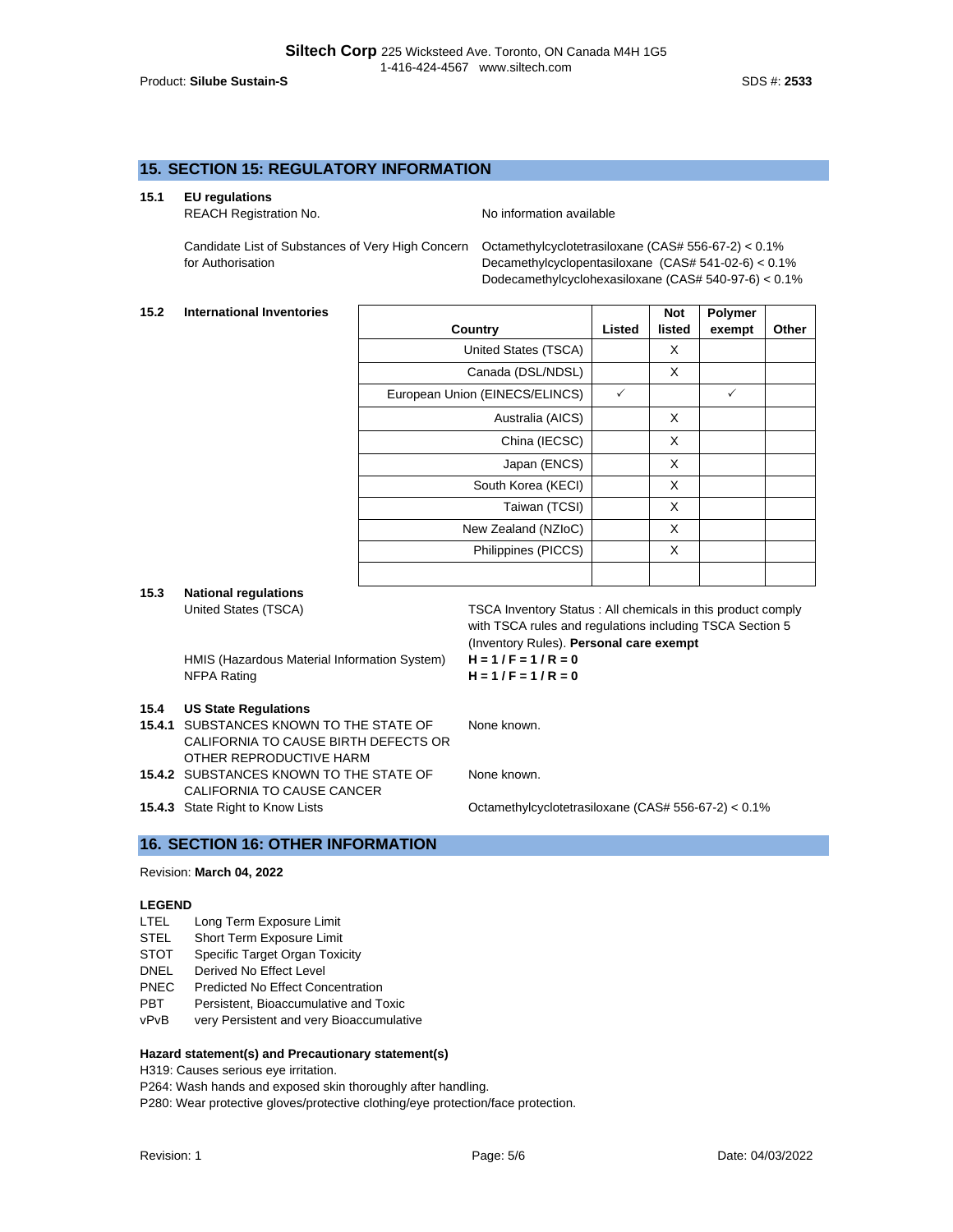## 15. SECTION 15: REGULATORY INFORMATION

**15.1 EU regulations**

REACH Registration No. — No information available

Candidate List of Substances of Very High Concern for Authorisation — Octamethylcyclotetrasiloxane (CAS# 556-67-2) < 0.1%
Decamethylcyclopentasiloxane (CAS# 541-02-6) < 0.1%
Dodecamethylcyclohexasiloxane (CAS# 540-97-6) < 0.1%

**15.2 International Inventories**

| Country | Listed | Not listed | Polymer exempt | Other |
|---|---|---|---|---|
| United States (TSCA) | | X | | |
| Canada (DSL/NDSL) | | X | | |
| European Union (EINECS/ELINCS) | ✓ | | ✓ | |
| Australia (AICS) | | X | | |
| China (IECSC) | | X | | |
| Japan (ENCS) | | X | | |
| South Korea (KECI) | | X | | |
| Taiwan (TCSI) | | X | | |
| New Zealand (NZIoC) | | X | | |
| Philippines (PICCS) | | X | | |
| | | | | |

**15.3 National regulations**

United States (TSCA) — TSCA Inventory Status : All chemicals in this product comply with TSCA rules and regulations including TSCA Section 5 (Inventory Rules). **Personal care exempt**

HMIS (Hazardous Material Information System) — **H = 1 / F = 1 / R = 0**

NFPA Rating — **H = 1 / F = 1 / R = 0**

**15.4 US State Regulations**

**15.4.1** SUBSTANCES KNOWN TO THE STATE OF CALIFORNIA TO CAUSE BIRTH DEFECTS OR OTHER REPRODUCTIVE HARM — None known.

**15.4.2** SUBSTANCES KNOWN TO THE STATE OF CALIFORNIA TO CAUSE CANCER — None known.

**15.4.3** State Right to Know Lists — Octamethylcyclotetrasiloxane (CAS# 556-67-2) < 0.1%

## 16. SECTION 16: OTHER INFORMATION

Revision: **March 04, 2022**

**LEGEND**

- LTEL Long Term Exposure Limit
- STEL Short Term Exposure Limit
- STOT Specific Target Organ Toxicity
- DNEL Derived No Effect Level
- PNEC Predicted No Effect Concentration
- PBT Persistent, Bioaccumulative and Toxic
- vPvB very Persistent and very Bioaccumulative

**Hazard statement(s) and Precautionary statement(s)**

H319: Causes serious eye irritation.
P264: Wash hands and exposed skin thoroughly after handling.
P280: Wear protective gloves/protective clothing/eye protection/face protection.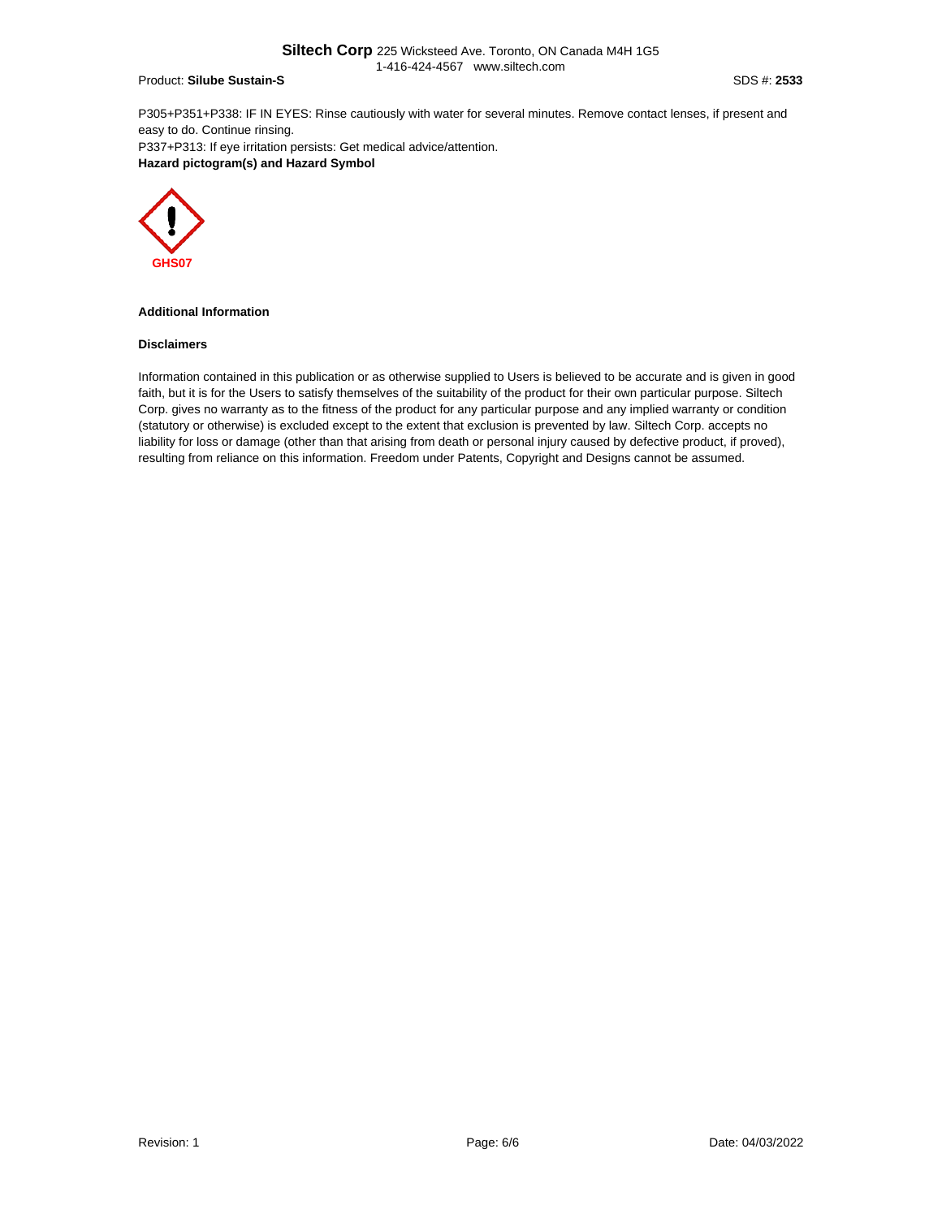P305+P351+P338: IF IN EYES: Rinse cautiously with water for several minutes. Remove contact lenses, if present and easy to do. Continue rinsing.

P337+P313: If eye irritation persists: Get medical advice/attention.

**Hazard pictogram(s) and Hazard Symbol**

GHS07

**Additional Information**

**Disclaimers**

Information contained in this publication or as otherwise supplied to Users is believed to be accurate and is given in good faith, but it is for the Users to satisfy themselves of the suitability of the product for their own particular purpose. Siltech Corp. gives no warranty as to the fitness of the product for any particular purpose and any implied warranty or condition (statutory or otherwise) is excluded except to the extent that exclusion is prevented by law. Siltech Corp. accepts no liability for loss or damage (other than that arising from death or personal injury caused by defective product, if proved), resulting from reliance on this information. Freedom under Patents, Copyright and Designs cannot be assumed.